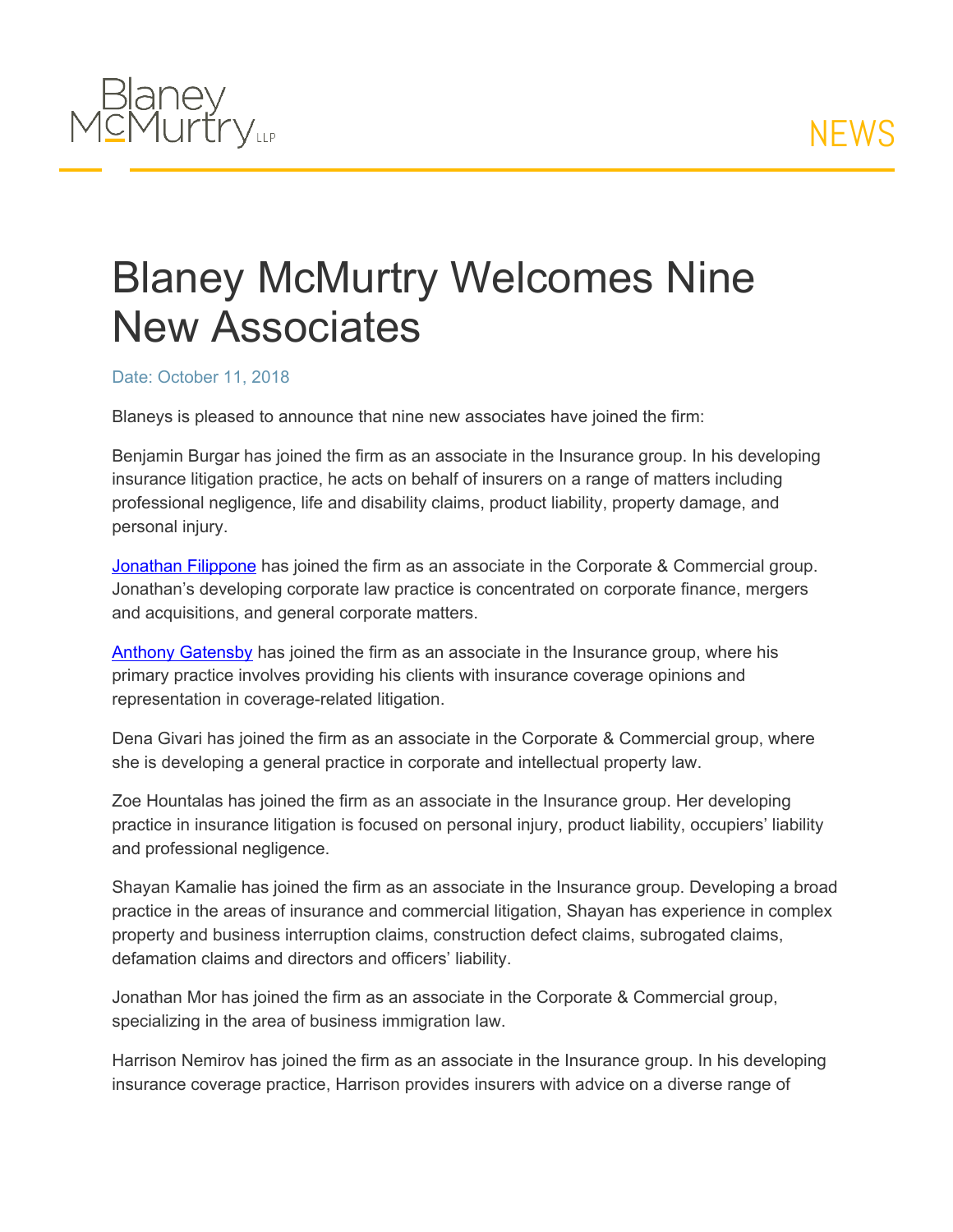# Blaney McMurtry Welcomes Nine New Associates

Date: October 11, 2018

Blaneys is pleased to announce that nine new associates have joined the firm:

Benjamin Burgar has joined the firm as an associate in the Insurance group. In his developing insurance litigation practice, he acts on behalf of insurers on a range of matters including professional negligence, life and disability claims, product liability, property damage, and personal injury.

Jonathan Filippone has joined the firm as an associate in the Corporate & Commercial group. Jonathan's developing corporate law practice is concentrated on corporate finance, mergers and acquisitions, and general corporate matters.

Anthony Gatensby has joined the firm as an associate in the Insurance group, where his primary practice involves providing his clients with insurance coverage opinions and representation in coverage-related litigation.

Dena Givari has joined the firm as an associate in the Corporate & Commercial group, where she is developing a general practice in corporate and intellectual property law.

Zoe Hountalas has joined the firm as an associate in the Insurance group. Her developing practice in insurance litigation is focused on personal injury, product liability, occupiers' liability and professional negligence.

Shayan Kamalie has joined the firm as an associate in the Insurance group. Developing a broad practice in the areas of insurance and commercial litigation, Shayan has experience in complex property and business interruption claims, construction defect claims, subrogated claims, defamation claims and directors and officers' liability.

Jonathan Mor has joined the firm as an associate in the Corporate & Commercial group, specializing in the area of business immigration law.

Harrison Nemirov has joined the firm as an associate in the Insurance group. In his developing insurance coverage practice, Harrison provides insurers with advice on a diverse range of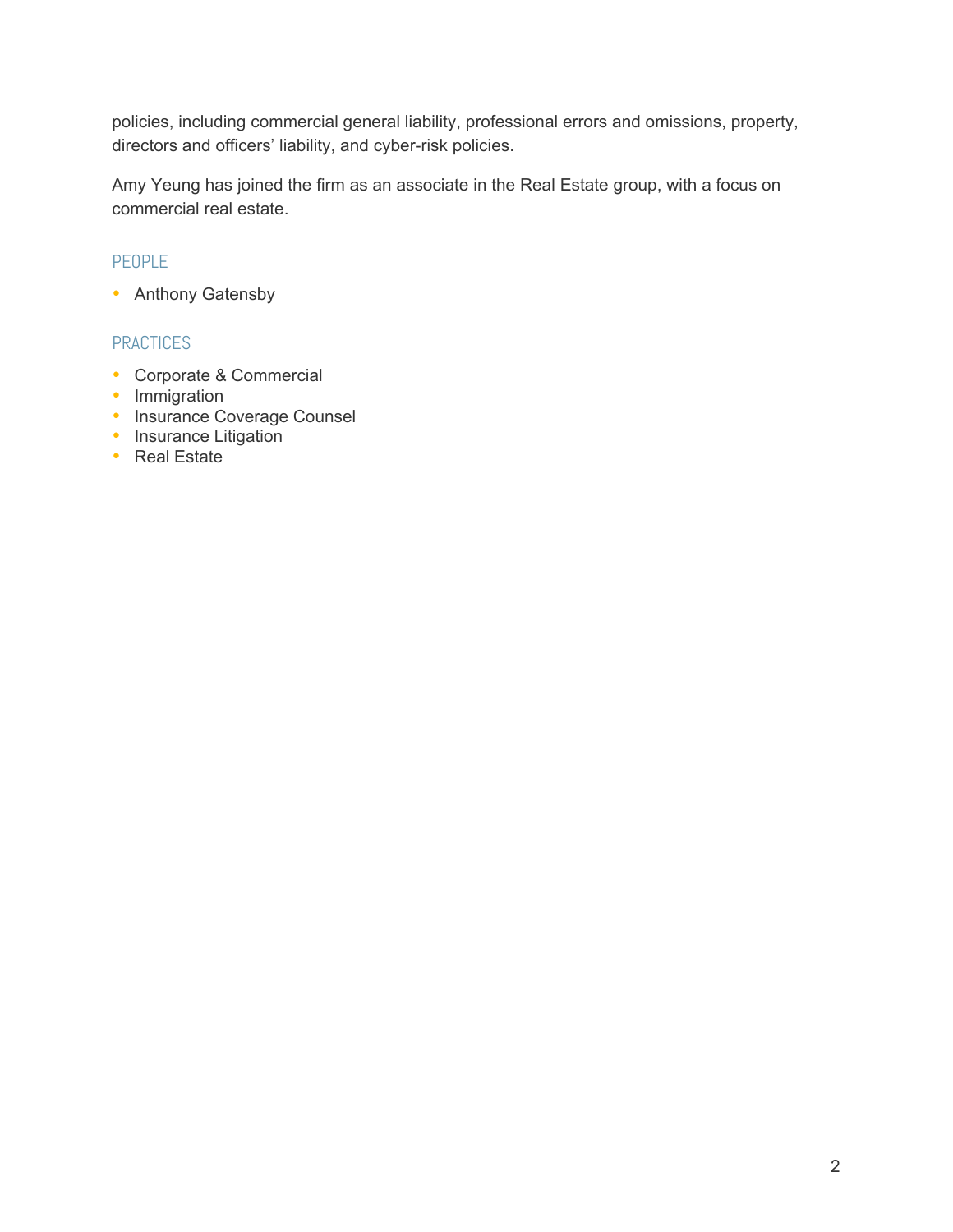policies, including commercial general liability, professional errors and omissions, property, directors and officers' liability, and cyber-risk policies.

Amy Yeung has joined the firm as an associate in the Real Estate group, with a focus on commercial real estate.

## PEOPLE

- Anthony Gatensby

## PRACTICES

- Corporate & Commercial
- Immigration
- Insurance Coverage Counsel
- Insurance Litigation
- Real Estate